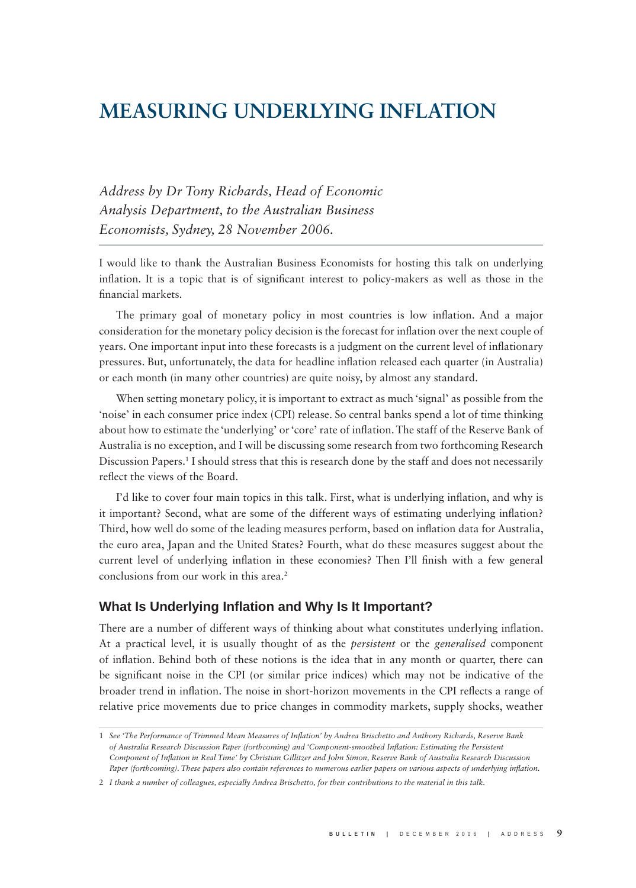# MEASURING UNDERLYING INFLATION

*Address by Dr Tony Richards, Head of Economic Analysis Department, to the Australian Business Economists, Sydney, 28 November 2006.*

I would like to thank the Australian Business Economists for hosting this talk on underlying inflation. It is a topic that is of significant interest to policy-makers as well as those in the financial markets.

The primary goal of monetary policy in most countries is low inflation. And a major consideration for the monetary policy decision is the forecast for inflation over the next couple of years. One important input into these forecasts is a judgment on the current level of inflationary pressures. But, unfortunately, the data for headline inflation released each quarter (in Australia) or each month (in many other countries) are quite noisy, by almost any standard.

When setting monetary policy, it is important to extract as much 'signal' as possible from the 'noise' in each consumer price index (CPI) release. So central banks spend a lot of time thinking about how to estimate the 'underlying' or 'core' rate of inflation. The staff of the Reserve Bank of Australia is no exception, and I will be discussing some research from two forthcoming Research Discussion Papers.[1] I should stress that this is research done by the staff and does not necessarily reflect the views of the Board.

I'd like to cover four main topics in this talk. First, what is underlying inflation, and why is it important? Second, what are some of the different ways of estimating underlying inflation? Third, how well do some of the leading measures perform, based on inflation data for Australia, the euro area, Japan and the United States? Fourth, what do these measures suggest about the current level of underlying inflation in these economies? Then I'll finish with a few general conclusions from our work in this area.[2]

## What Is Underlying Inflation and Why Is It Important?

There are a number of different ways of thinking about what constitutes underlying inflation. At a practical level, it is usually thought of as the *persistent* or the *generalised* component of inflation. Behind both of these notions is the idea that in any month or quarter, there can be significant noise in the CPI (or similar price indices) which may not be indicative of the broader trend in inflation. The noise in short-horizon movements in the CPI reflects a range of relative price movements due to price changes in commodity markets, supply shocks, weather

---

1 *See 'The Performance of Trimmed Mean Measures of Inflation' by Andrea Brischetto and Anthony Richards, Reserve Bank of Australia Research Discussion Paper (forthcoming) and 'Component-smoothed Inflation: Estimating the Persistent Component of Inflation in Real Time' by Christian Gillitzer and John Simon, Reserve Bank of Australia Research Discussion Paper (forthcoming). These papers also contain references to numerous earlier papers on various aspects of underlying inflation.*

2 *I thank a number of colleagues, especially Andrea Brischetto, for their contributions to the material in this talk.*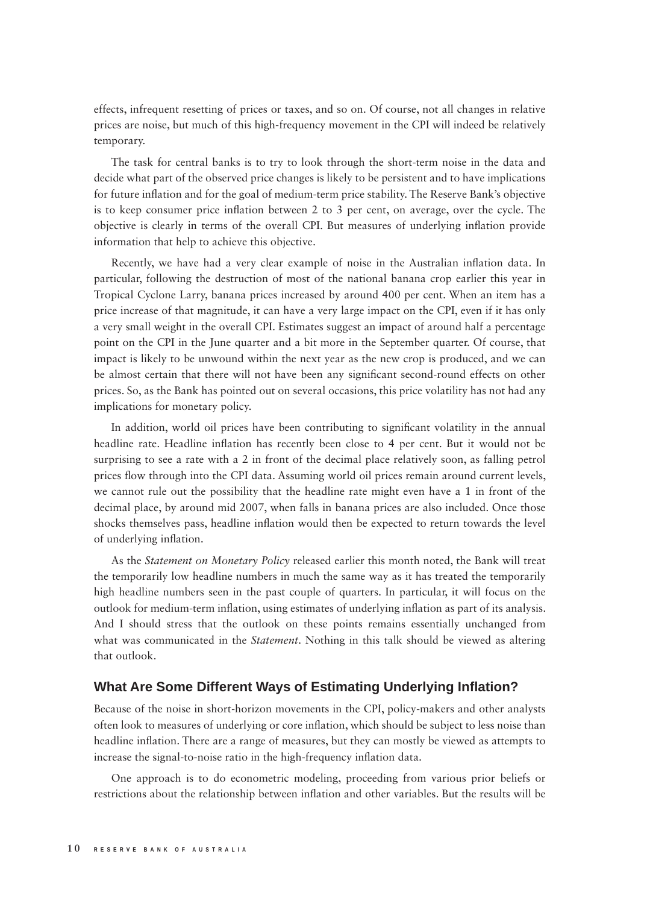effects, infrequent resetting of prices or taxes, and so on. Of course, not all changes in relative prices are noise, but much of this high-frequency movement in the CPI will indeed be relatively temporary.

The task for central banks is to try to look through the short-term noise in the data and decide what part of the observed price changes is likely to be persistent and to have implications for future inflation and for the goal of medium-term price stability. The Reserve Bank's objective is to keep consumer price inflation between 2 to 3 per cent, on average, over the cycle. The objective is clearly in terms of the overall CPI. But measures of underlying inflation provide information that help to achieve this objective.

Recently, we have had a very clear example of noise in the Australian inflation data. In particular, following the destruction of most of the national banana crop earlier this year in Tropical Cyclone Larry, banana prices increased by around 400 per cent. When an item has a price increase of that magnitude, it can have a very large impact on the CPI, even if it has only a very small weight in the overall CPI. Estimates suggest an impact of around half a percentage point on the CPI in the June quarter and a bit more in the September quarter. Of course, that impact is likely to be unwound within the next year as the new crop is produced, and we can be almost certain that there will not have been any significant second-round effects on other prices. So, as the Bank has pointed out on several occasions, this price volatility has not had any implications for monetary policy.

In addition, world oil prices have been contributing to significant volatility in the annual headline rate. Headline inflation has recently been close to 4 per cent. But it would not be surprising to see a rate with a 2 in front of the decimal place relatively soon, as falling petrol prices flow through into the CPI data. Assuming world oil prices remain around current levels, we cannot rule out the possibility that the headline rate might even have a 1 in front of the decimal place, by around mid 2007, when falls in banana prices are also included. Once those shocks themselves pass, headline inflation would then be expected to return towards the level of underlying inflation.

As the *Statement on Monetary Policy* released earlier this month noted, the Bank will treat the temporarily low headline numbers in much the same way as it has treated the temporarily high headline numbers seen in the past couple of quarters. In particular, it will focus on the outlook for medium-term inflation, using estimates of underlying inflation as part of its analysis. And I should stress that the outlook on these points remains essentially unchanged from what was communicated in the *Statement*. Nothing in this talk should be viewed as altering that outlook.

## What Are Some Different Ways of Estimating Underlying Inflation?

Because of the noise in short-horizon movements in the CPI, policy-makers and other analysts often look to measures of underlying or core inflation, which should be subject to less noise than headline inflation. There are a range of measures, but they can mostly be viewed as attempts to increase the signal-to-noise ratio in the high-frequency inflation data.

One approach is to do econometric modeling, proceeding from various prior beliefs or restrictions about the relationship between inflation and other variables. But the results will be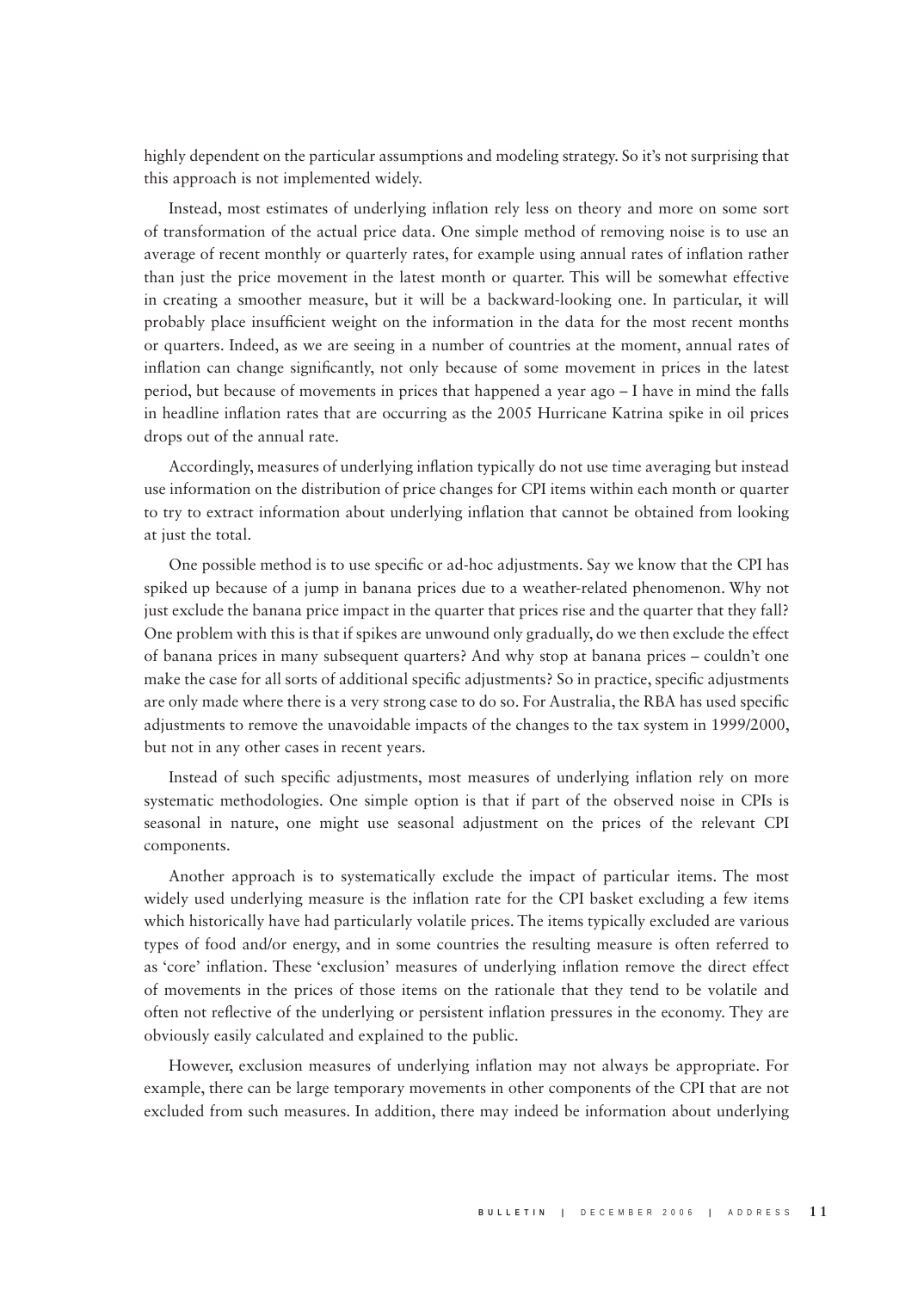highly dependent on the particular assumptions and modeling strategy. So it's not surprising that this approach is not implemented widely.

Instead, most estimates of underlying inflation rely less on theory and more on some sort of transformation of the actual price data. One simple method of removing noise is to use an average of recent monthly or quarterly rates, for example using annual rates of inflation rather than just the price movement in the latest month or quarter. This will be somewhat effective in creating a smoother measure, but it will be a backward-looking one. In particular, it will probably place insufficient weight on the information in the data for the most recent months or quarters. Indeed, as we are seeing in a number of countries at the moment, annual rates of inflation can change significantly, not only because of some movement in prices in the latest period, but because of movements in prices that happened a year ago – I have in mind the falls in headline inflation rates that are occurring as the 2005 Hurricane Katrina spike in oil prices drops out of the annual rate.

Accordingly, measures of underlying inflation typically do not use time averaging but instead use information on the distribution of price changes for CPI items within each month or quarter to try to extract information about underlying inflation that cannot be obtained from looking at just the total.

One possible method is to use specific or ad-hoc adjustments. Say we know that the CPI has spiked up because of a jump in banana prices due to a weather-related phenomenon. Why not just exclude the banana price impact in the quarter that prices rise and the quarter that they fall? One problem with this is that if spikes are unwound only gradually, do we then exclude the effect of banana prices in many subsequent quarters? And why stop at banana prices – couldn't one make the case for all sorts of additional specific adjustments? So in practice, specific adjustments are only made where there is a very strong case to do so. For Australia, the RBA has used specific adjustments to remove the unavoidable impacts of the changes to the tax system in 1999/2000, but not in any other cases in recent years.

Instead of such specific adjustments, most measures of underlying inflation rely on more systematic methodologies. One simple option is that if part of the observed noise in CPIs is seasonal in nature, one might use seasonal adjustment on the prices of the relevant CPI components.

Another approach is to systematically exclude the impact of particular items. The most widely used underlying measure is the inflation rate for the CPI basket excluding a few items which historically have had particularly volatile prices. The items typically excluded are various types of food and/or energy, and in some countries the resulting measure is often referred to as 'core' inflation. These 'exclusion' measures of underlying inflation remove the direct effect of movements in the prices of those items on the rationale that they tend to be volatile and often not reflective of the underlying or persistent inflation pressures in the economy. They are obviously easily calculated and explained to the public.

However, exclusion measures of underlying inflation may not always be appropriate. For example, there can be large temporary movements in other components of the CPI that are not excluded from such measures. In addition, there may indeed be information about underlying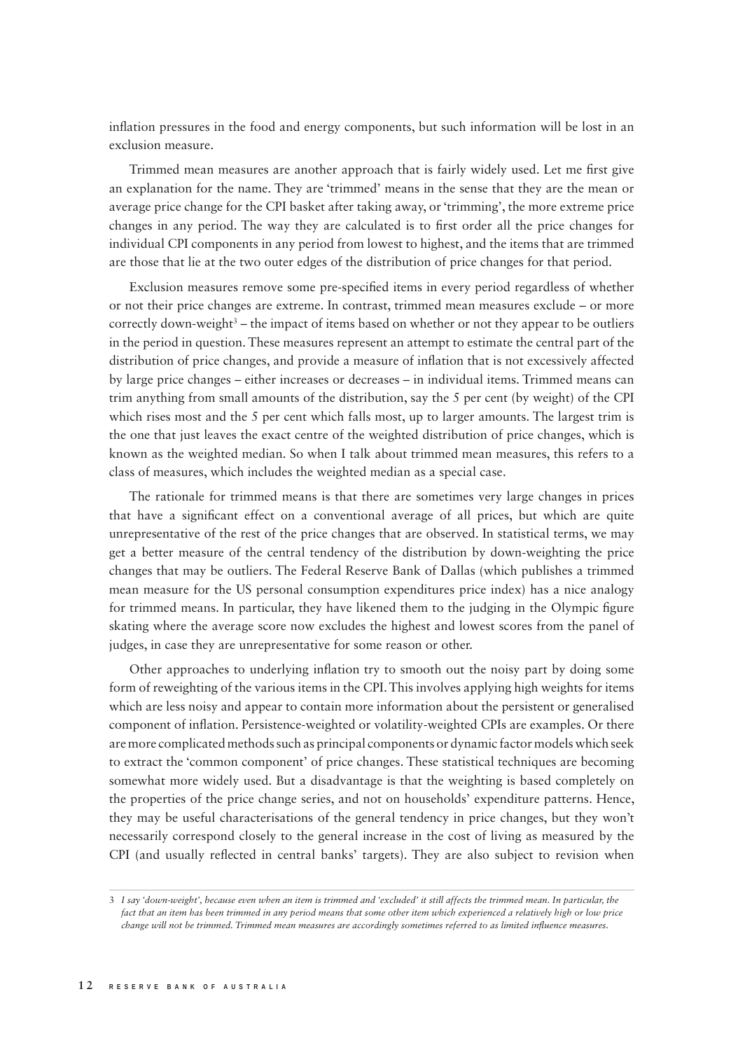inflation pressures in the food and energy components, but such information will be lost in an exclusion measure.

Trimmed mean measures are another approach that is fairly widely used. Let me first give an explanation for the name. They are 'trimmed' means in the sense that they are the mean or average price change for the CPI basket after taking away, or 'trimming', the more extreme price changes in any period. The way they are calculated is to first order all the price changes for individual CPI components in any period from lowest to highest, and the items that are trimmed are those that lie at the two outer edges of the distribution of price changes for that period.

Exclusion measures remove some pre-specified items in every period regardless of whether or not their price changes are extreme. In contrast, trimmed mean measures exclude – or more correctly down-weight[3] – the impact of items based on whether or not they appear to be outliers in the period in question. These measures represent an attempt to estimate the central part of the distribution of price changes, and provide a measure of inflation that is not excessively affected by large price changes – either increases or decreases – in individual items. Trimmed means can trim anything from small amounts of the distribution, say the 5 per cent (by weight) of the CPI which rises most and the 5 per cent which falls most, up to larger amounts. The largest trim is the one that just leaves the exact centre of the weighted distribution of price changes, which is known as the weighted median. So when I talk about trimmed mean measures, this refers to a class of measures, which includes the weighted median as a special case.

The rationale for trimmed means is that there are sometimes very large changes in prices that have a significant effect on a conventional average of all prices, but which are quite unrepresentative of the rest of the price changes that are observed. In statistical terms, we may get a better measure of the central tendency of the distribution by down-weighting the price changes that may be outliers. The Federal Reserve Bank of Dallas (which publishes a trimmed mean measure for the US personal consumption expenditures price index) has a nice analogy for trimmed means. In particular, they have likened them to the judging in the Olympic figure skating where the average score now excludes the highest and lowest scores from the panel of judges, in case they are unrepresentative for some reason or other.

Other approaches to underlying inflation try to smooth out the noisy part by doing some form of reweighting of the various items in the CPI. This involves applying high weights for items which are less noisy and appear to contain more information about the persistent or generalised component of inflation. Persistence-weighted or volatility-weighted CPIs are examples. Or there are more complicated methods such as principal components or dynamic factor models which seek to extract the 'common component' of price changes. These statistical techniques are becoming somewhat more widely used. But a disadvantage is that the weighting is based completely on the properties of the price change series, and not on households' expenditure patterns. Hence, they may be useful characterisations of the general tendency in price changes, but they won't necessarily correspond closely to the general increase in the cost of living as measured by the CPI (and usually reflected in central banks' targets). They are also subject to revision when

---

3 *I say 'down-weight', because even when an item is trimmed and 'excluded' it still affects the trimmed mean. In particular, the fact that an item has been trimmed in any period means that some other item which experienced a relatively high or low price change will not be trimmed. Trimmed mean measures are accordingly sometimes referred to as limited influence measures.*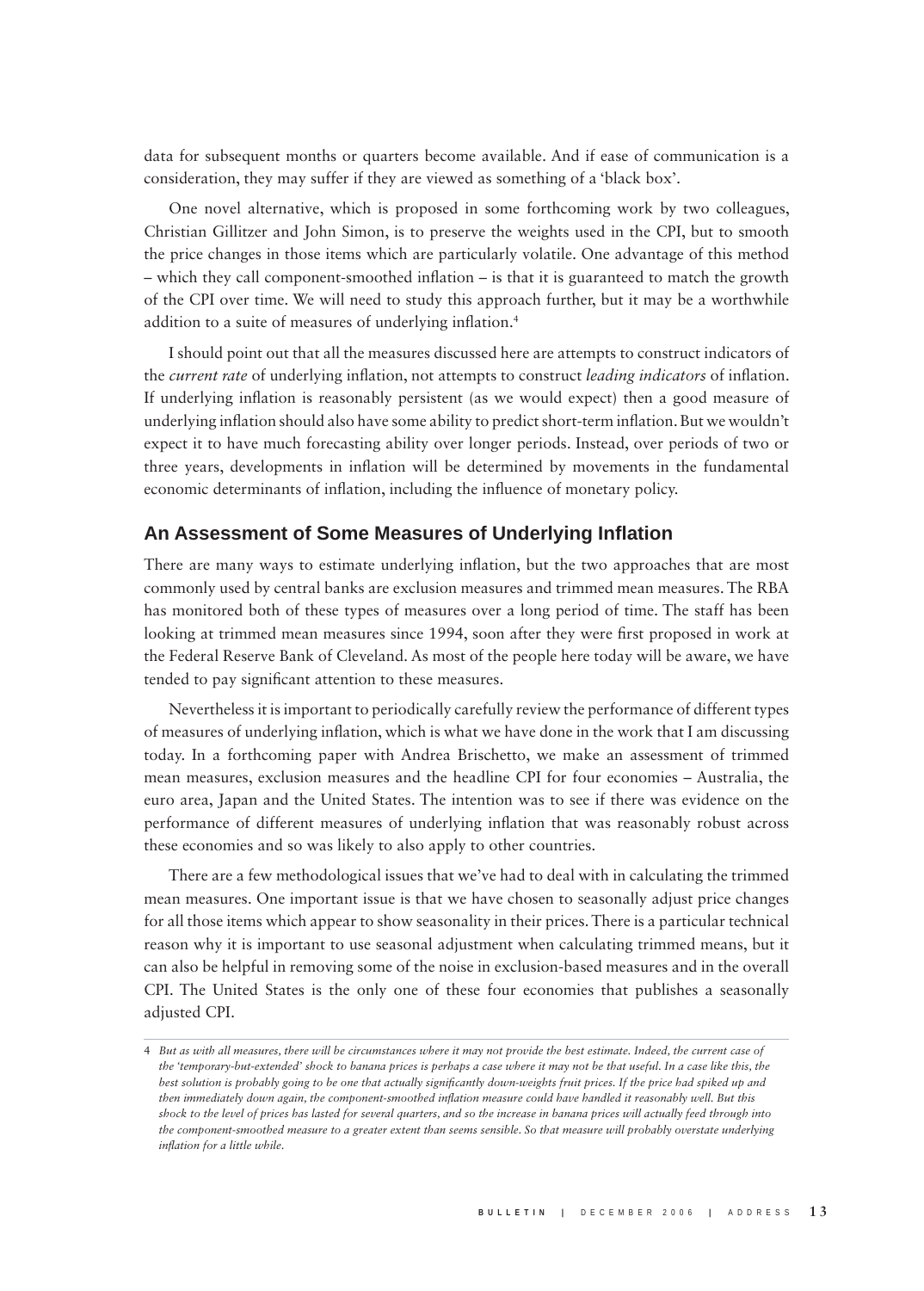data for subsequent months or quarters become available. And if ease of communication is a consideration, they may suffer if they are viewed as something of a 'black box'.

One novel alternative, which is proposed in some forthcoming work by two colleagues, Christian Gillitzer and John Simon, is to preserve the weights used in the CPI, but to smooth the price changes in those items which are particularly volatile. One advantage of this method – which they call component-smoothed inflation – is that it is guaranteed to match the growth of the CPI over time. We will need to study this approach further, but it may be a worthwhile addition to a suite of measures of underlying inflation.[4]

I should point out that all the measures discussed here are attempts to construct indicators of the *current rate* of underlying inflation, not attempts to construct *leading indicators* of inflation. If underlying inflation is reasonably persistent (as we would expect) then a good measure of underlying inflation should also have some ability to predict short-term inflation. But we wouldn't expect it to have much forecasting ability over longer periods. Instead, over periods of two or three years, developments in inflation will be determined by movements in the fundamental economic determinants of inflation, including the influence of monetary policy.

## An Assessment of Some Measures of Underlying Inflation

There are many ways to estimate underlying inflation, but the two approaches that are most commonly used by central banks are exclusion measures and trimmed mean measures. The RBA has monitored both of these types of measures over a long period of time. The staff has been looking at trimmed mean measures since 1994, soon after they were first proposed in work at the Federal Reserve Bank of Cleveland. As most of the people here today will be aware, we have tended to pay significant attention to these measures.

Nevertheless it is important to periodically carefully review the performance of different types of measures of underlying inflation, which is what we have done in the work that I am discussing today. In a forthcoming paper with Andrea Brischetto, we make an assessment of trimmed mean measures, exclusion measures and the headline CPI for four economies – Australia, the euro area, Japan and the United States. The intention was to see if there was evidence on the performance of different measures of underlying inflation that was reasonably robust across these economies and so was likely to also apply to other countries.

There are a few methodological issues that we've had to deal with in calculating the trimmed mean measures. One important issue is that we have chosen to seasonally adjust price changes for all those items which appear to show seasonality in their prices. There is a particular technical reason why it is important to use seasonal adjustment when calculating trimmed means, but it can also be helpful in removing some of the noise in exclusion-based measures and in the overall CPI. The United States is the only one of these four economies that publishes a seasonally adjusted CPI.

---

4 *But as with all measures, there will be circumstances where it may not provide the best estimate. Indeed, the current case of the 'temporary-but-extended' shock to banana prices is perhaps a case where it may not be that useful. In a case like this, the best solution is probably going to be one that actually significantly down-weights fruit prices. If the price had spiked up and then immediately down again, the component-smoothed inflation measure could have handled it reasonably well. But this shock to the level of prices has lasted for several quarters, and so the increase in banana prices will actually feed through into the component-smoothed measure to a greater extent than seems sensible. So that measure will probably overstate underlying inflation for a little while.*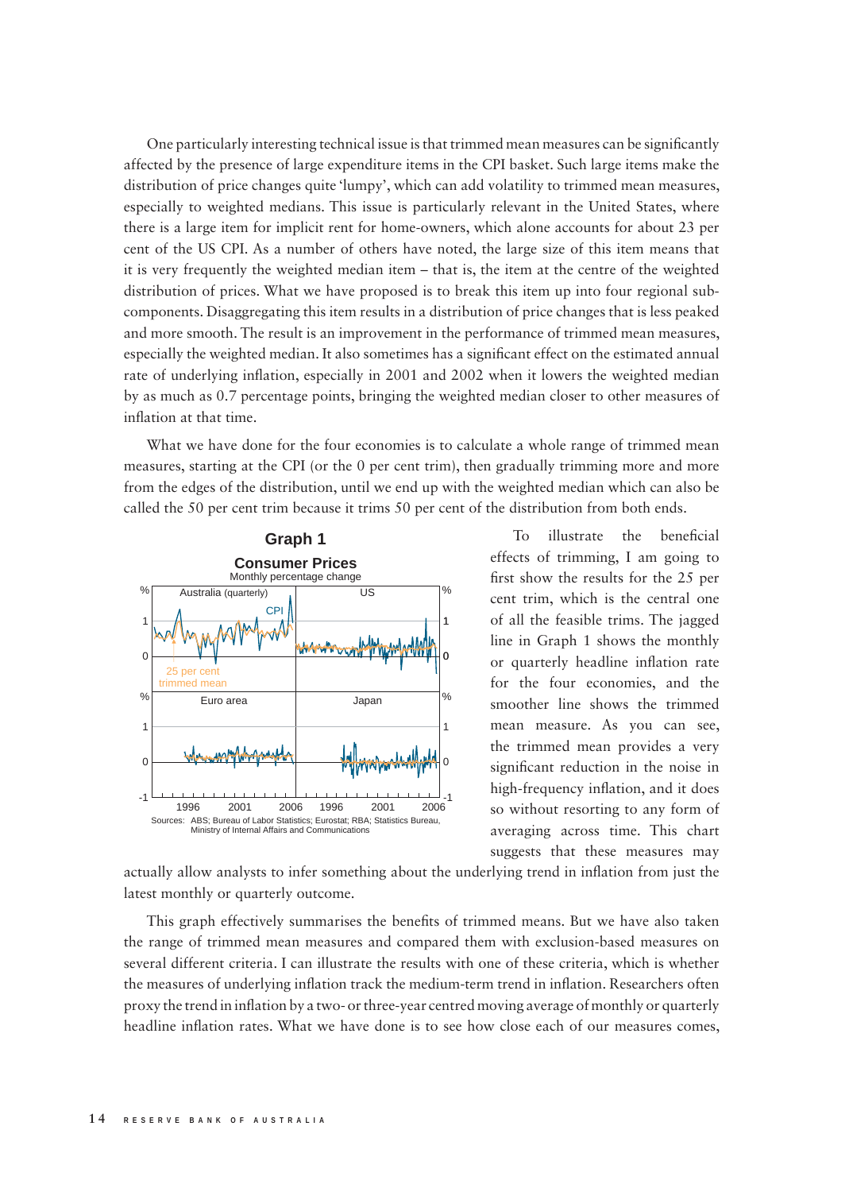One particularly interesting technical issue is that trimmed mean measures can be significantly affected by the presence of large expenditure items in the CPI basket. Such large items make the distribution of price changes quite 'lumpy', which can add volatility to trimmed mean measures, especially to weighted medians. This issue is particularly relevant in the United States, where there is a large item for implicit rent for home-owners, which alone accounts for about 23 per cent of the US CPI. As a number of others have noted, the large size of this item means that it is very frequently the weighted median item – that is, the item at the centre of the weighted distribution of prices. What we have proposed is to break this item up into four regional sub-components. Disaggregating this item results in a distribution of price changes that is less peaked and more smooth. The result is an improvement in the performance of trimmed mean measures, especially the weighted median. It also sometimes has a significant effect on the estimated annual rate of underlying inflation, especially in 2001 and 2002 when it lowers the weighted median by as much as 0.7 percentage points, bringing the weighted median closer to other measures of inflation at that time.

What we have done for the four economies is to calculate a whole range of trimmed mean measures, starting at the CPI (or the 0 per cent trim), then gradually trimming more and more from the edges of the distribution, until we end up with the weighted median which can also be called the 50 per cent trim because it trims 50 per cent of the distribution from both ends.

**Graph 1**

**Consumer Prices**

Monthly percentage change

Sources: ABS; Bureau of Labor Statistics; Eurostat; RBA; Statistics Bureau, Ministry of Internal Affairs and Communications

To illustrate the beneficial effects of trimming, I am going to first show the results for the 25 per cent trim, which is the central one of all the feasible trims. The jagged line in Graph 1 shows the monthly or quarterly headline inflation rate for the four economies, and the smoother line shows the trimmed mean measure. As you can see, the trimmed mean provides a very significant reduction in the noise in high-frequency inflation, and it does so without resorting to any form of averaging across time. This chart suggests that these measures may actually allow analysts to infer something about the underlying trend in inflation from just the latest monthly or quarterly outcome.

This graph effectively summarises the benefits of trimmed means. But we have also taken the range of trimmed mean measures and compared them with exclusion-based measures on several different criteria. I can illustrate the results with one of these criteria, which is whether the measures of underlying inflation track the medium-term trend in inflation. Researchers often proxy the trend in inflation by a two- or three-year centred moving average of monthly or quarterly headline inflation rates. What we have done is to see how close each of our measures comes,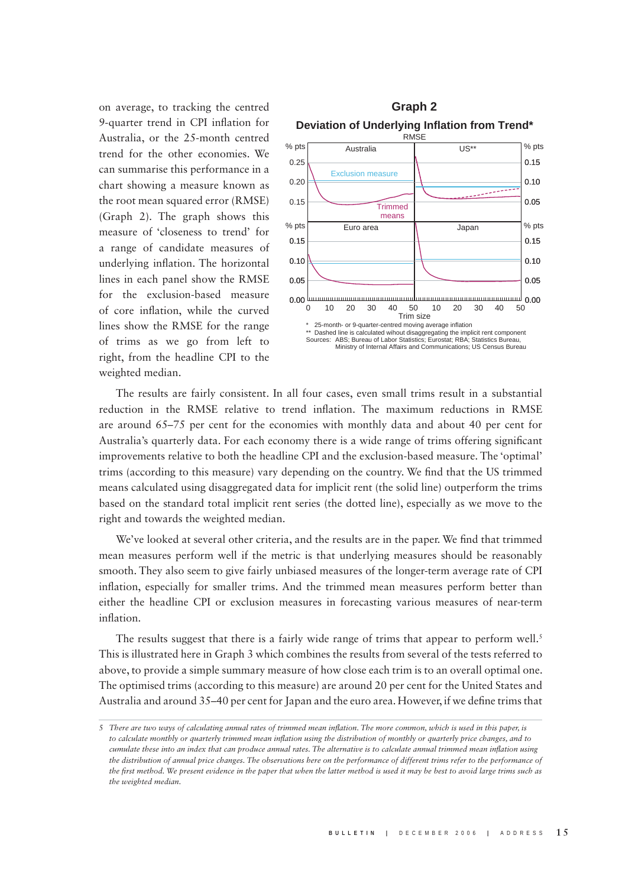on average, to tracking the centred 9-quarter trend in CPI inflation for Australia, or the 25-month centred trend for the other economies. We can summarise this performance in a chart showing a measure known as the root mean squared error (RMSE) (Graph 2). The graph shows this measure of 'closeness to trend' for a range of candidate measures of underlying inflation. The horizontal lines in each panel show the RMSE for the exclusion-based measure of core inflation, while the curved lines show the RMSE for the range of trims as we go from left to right, from the headline CPI to the weighted median.

**Graph 2**

**Deviation of Underlying Inflation from Trend***

RMSE

\* 25-month- or 9-quarter-centred moving average inflation
\*\* Dashed line is calculated wihout disaggregating the implicit rent component
Sources: ABS; Bureau of Labor Statistics; Eurostat; RBA; Statistics Bureau, Ministry of Internal Affairs and Communications; US Census Bureau

The results are fairly consistent. In all four cases, even small trims result in a substantial reduction in the RMSE relative to trend inflation. The maximum reductions in RMSE are around 65–75 per cent for the economies with monthly data and about 40 per cent for Australia's quarterly data. For each economy there is a wide range of trims offering significant improvements relative to both the headline CPI and the exclusion-based measure. The 'optimal' trims (according to this measure) vary depending on the country. We find that the US trimmed means calculated using disaggregated data for implicit rent (the solid line) outperform the trims based on the standard total implicit rent series (the dotted line), especially as we move to the right and towards the weighted median.

We've looked at several other criteria, and the results are in the paper. We find that trimmed mean measures perform well if the metric is that underlying measures should be reasonably smooth. They also seem to give fairly unbiased measures of the longer-term average rate of CPI inflation, especially for smaller trims. And the trimmed mean measures perform better than either the headline CPI or exclusion measures in forecasting various measures of near-term inflation.

The results suggest that there is a fairly wide range of trims that appear to perform well.[5] This is illustrated here in Graph 3 which combines the results from several of the tests referred to above, to provide a simple summary measure of how close each trim is to an overall optimal one. The optimised trims (according to this measure) are around 20 per cent for the United States and Australia and around 35–40 per cent for Japan and the euro area. However, if we define trims that

*5 There are two ways of calculating annual rates of trimmed mean inflation. The more common, which is used in this paper, is to calculate monthly or quarterly trimmed mean inflation using the distribution of monthly or quarterly price changes, and to cumulate these into an index that can produce annual rates. The alternative is to calculate annual trimmed mean inflation using the distribution of annual price changes. The observations here on the performance of different trims refer to the performance of the first method. We present evidence in the paper that when the latter method is used it may be best to avoid large trims such as the weighted median.*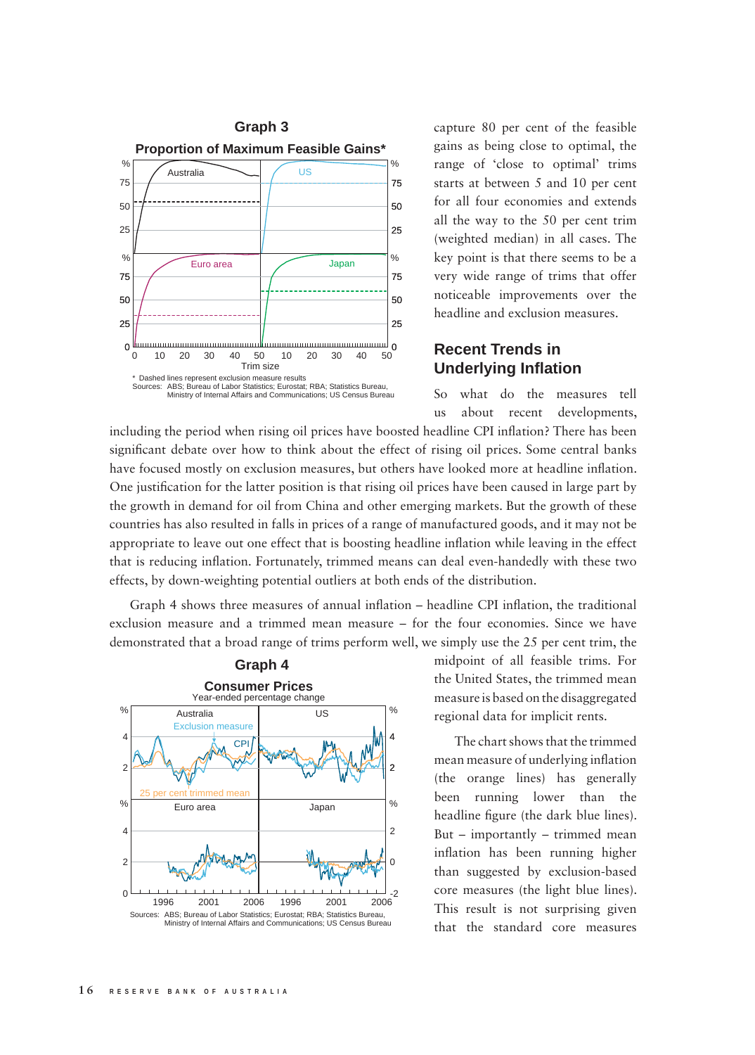**Graph 3**

**Proportion of Maximum Feasible Gains***

\* Dashed lines represent exclusion measure results

Sources: ABS; Bureau of Labor Statistics; Eurostat; RBA; Statistics Bureau, Ministry of Internal Affairs and Communications; US Census Bureau

capture 80 per cent of the feasible gains as being close to optimal, the range of 'close to optimal' trims starts at between 5 and 10 per cent for all four economies and extends all the way to the 50 per cent trim (weighted median) in all cases. The key point is that there seems to be a very wide range of trims that offer noticeable improvements over the headline and exclusion measures.

## Recent Trends in Underlying Inflation

So what do the measures tell us about recent developments, including the period when rising oil prices have boosted headline CPI inflation? There has been significant debate over how to think about the effect of rising oil prices. Some central banks have focused mostly on exclusion measures, but others have looked more at headline inflation. One justification for the latter position is that rising oil prices have been caused in large part by the growth in demand for oil from China and other emerging markets. But the growth of these countries has also resulted in falls in prices of a range of manufactured goods, and it may not be appropriate to leave out one effect that is boosting headline inflation while leaving in the effect that is reducing inflation. Fortunately, trimmed means can deal even-handedly with these two effects, by down-weighting potential outliers at both ends of the distribution.

Graph 4 shows three measures of annual inflation – headline CPI inflation, the traditional exclusion measure and a trimmed mean measure – for the four economies. Since we have demonstrated that a broad range of trims perform well, we simply use the 25 per cent trim, the midpoint of all feasible trims. For the United States, the trimmed mean measure is based on the disaggregated regional data for implicit rents.

**Graph 4**

**Consumer Prices**

Year-ended percentage change

Sources: ABS; Bureau of Labor Statistics; Eurostat; RBA; Statistics Bureau, Ministry of Internal Affairs and Communications; US Census Bureau

The chart shows that the trimmed mean measure of underlying inflation (the orange lines) has generally been running lower than the headline figure (the dark blue lines). But – importantly – trimmed mean inflation has been running higher than suggested by exclusion-based core measures (the light blue lines). This result is not surprising given that the standard core measures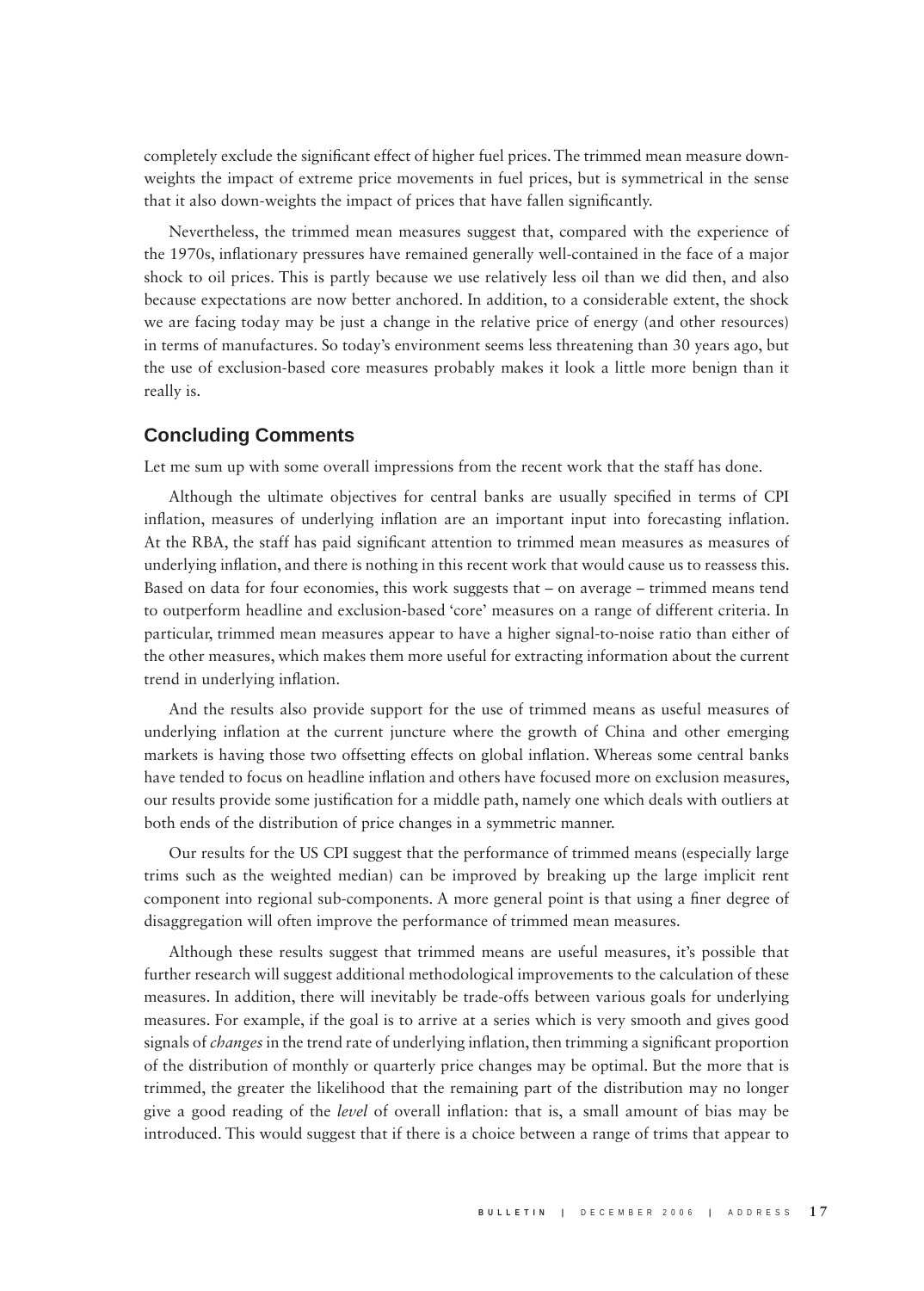completely exclude the significant effect of higher fuel prices. The trimmed mean measure down-weights the impact of extreme price movements in fuel prices, but is symmetrical in the sense that it also down-weights the impact of prices that have fallen significantly.

Nevertheless, the trimmed mean measures suggest that, compared with the experience of the 1970s, inflationary pressures have remained generally well-contained in the face of a major shock to oil prices. This is partly because we use relatively less oil than we did then, and also because expectations are now better anchored. In addition, to a considerable extent, the shock we are facing today may be just a change in the relative price of energy (and other resources) in terms of manufactures. So today's environment seems less threatening than 30 years ago, but the use of exclusion-based core measures probably makes it look a little more benign than it really is.

## Concluding Comments

Let me sum up with some overall impressions from the recent work that the staff has done.

Although the ultimate objectives for central banks are usually specified in terms of CPI inflation, measures of underlying inflation are an important input into forecasting inflation. At the RBA, the staff has paid significant attention to trimmed mean measures as measures of underlying inflation, and there is nothing in this recent work that would cause us to reassess this. Based on data for four economies, this work suggests that – on average – trimmed means tend to outperform headline and exclusion-based 'core' measures on a range of different criteria. In particular, trimmed mean measures appear to have a higher signal-to-noise ratio than either of the other measures, which makes them more useful for extracting information about the current trend in underlying inflation.

And the results also provide support for the use of trimmed means as useful measures of underlying inflation at the current juncture where the growth of China and other emerging markets is having those two offsetting effects on global inflation. Whereas some central banks have tended to focus on headline inflation and others have focused more on exclusion measures, our results provide some justification for a middle path, namely one which deals with outliers at both ends of the distribution of price changes in a symmetric manner.

Our results for the US CPI suggest that the performance of trimmed means (especially large trims such as the weighted median) can be improved by breaking up the large implicit rent component into regional sub-components. A more general point is that using a finer degree of disaggregation will often improve the performance of trimmed mean measures.

Although these results suggest that trimmed means are useful measures, it's possible that further research will suggest additional methodological improvements to the calculation of these measures. In addition, there will inevitably be trade-offs between various goals for underlying measures. For example, if the goal is to arrive at a series which is very smooth and gives good signals of *changes* in the trend rate of underlying inflation, then trimming a significant proportion of the distribution of monthly or quarterly price changes may be optimal. But the more that is trimmed, the greater the likelihood that the remaining part of the distribution may no longer give a good reading of the *level* of overall inflation: that is, a small amount of bias may be introduced. This would suggest that if there is a choice between a range of trims that appear to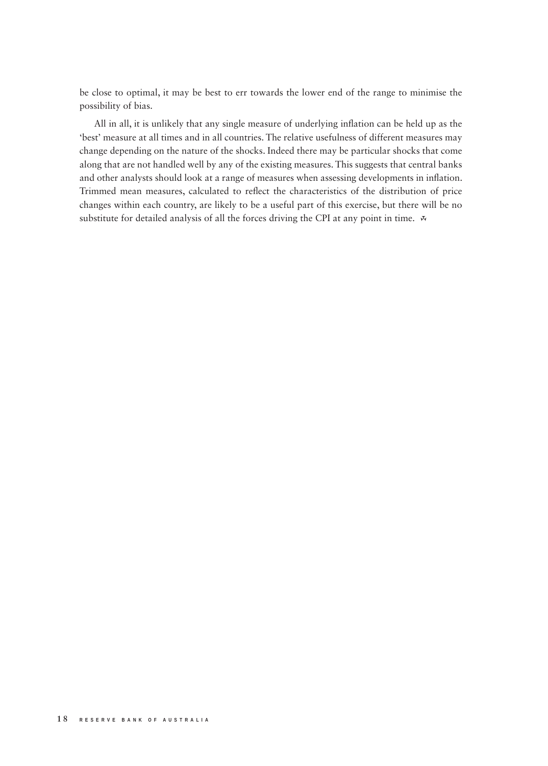be close to optimal, it may be best to err towards the lower end of the range to minimise the possibility of bias.

All in all, it is unlikely that any single measure of underlying inflation can be held up as the 'best' measure at all times and in all countries. The relative usefulness of different measures may change depending on the nature of the shocks. Indeed there may be particular shocks that come along that are not handled well by any of the existing measures. This suggests that central banks and other analysts should look at a range of measures when assessing developments in inflation. Trimmed mean measures, calculated to reflect the characteristics of the distribution of price changes within each country, are likely to be a useful part of this exercise, but there will be no substitute for detailed analysis of all the forces driving the CPI at any point in time.